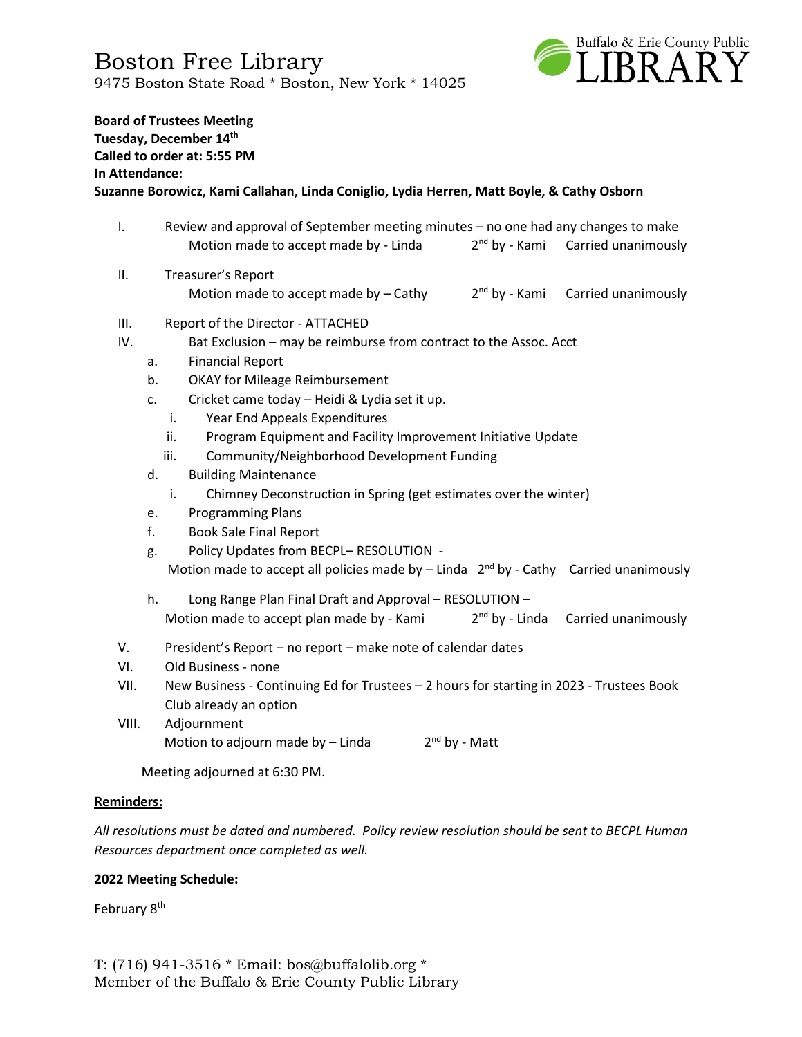# Boston Free Library

9475 Boston State Road * Boston, New York * 14025

Buffalo & Erie County Public LIBRARY

**Board of Trustees Meeting**
**Tuesday, December 14th**
**Called to order at: 5:55 PM**
**<u>In Attendance:</u>**
**Suzanne Borowicz, Kami Callahan, Linda Coniglio, Lydia Herren, Matt Boyle, & Cathy Osborn**

I. Review and approval of September meeting minutes – no one had any changes to make
   Motion made to accept made by - Linda 2nd by - Kami Carried unanimously

II. Treasurer's Report
   Motion made to accept made by – Cathy 2nd by - Kami Carried unanimously

III. Report of the Director - ATTACHED

IV. Bat Exclusion – may be reimburse from contract to the Assoc. Acct
   a. Financial Report
   b. OKAY for Mileage Reimbursement
   c. Cricket came today – Heidi & Lydia set it up.
      i. Year End Appeals Expenditures
      ii. Program Equipment and Facility Improvement Initiative Update
      iii. Community/Neighborhood Development Funding
   d. Building Maintenance
      i. Chimney Deconstruction in Spring (get estimates over the winter)
   e. Programming Plans
   f. Book Sale Final Report
   g. Policy Updates from BECPL– RESOLUTION -
      Motion made to accept all policies made by – Linda 2nd by - Cathy Carried unanimously
   h. Long Range Plan Final Draft and Approval – RESOLUTION –
      Motion made to accept plan made by - Kami 2nd by - Linda Carried unanimously

V. President's Report – no report – make note of calendar dates

VI. Old Business - none

VII. New Business - Continuing Ed for Trustees – 2 hours for starting in 2023 - Trustees Book Club already an option

VIII. Adjournment
   Motion to adjourn made by – Linda 2nd by - Matt

Meeting adjourned at 6:30 PM.

**<u>Reminders:</u>**

*All resolutions must be dated and numbered. Policy review resolution should be sent to BECPL Human Resources department once completed as well.*

**<u>2022 Meeting Schedule:</u>**

February 8th

T: (716) 941-3516 * Email: bos@buffalolib.org *
Member of the Buffalo & Erie County Public Library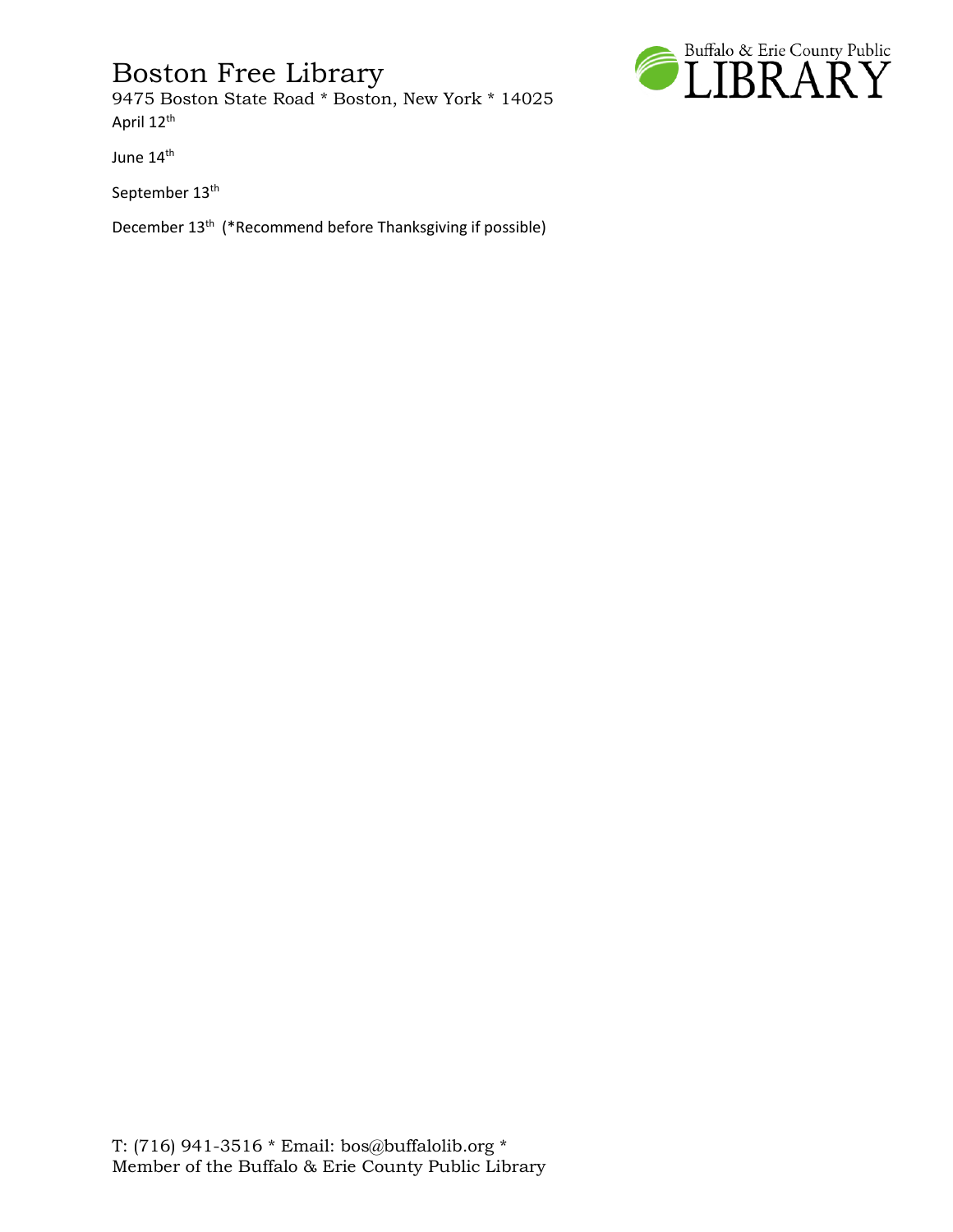# Boston Free Library

9475 Boston State Road * Boston, New York * 14025

April 12th

June 14th

September 13th

December 13th (*Recommend before Thanksgiving if possible)

T: (716) 941-3516 * Email: bos@buffalolib.org *
Member of the Buffalo & Erie County Public Library